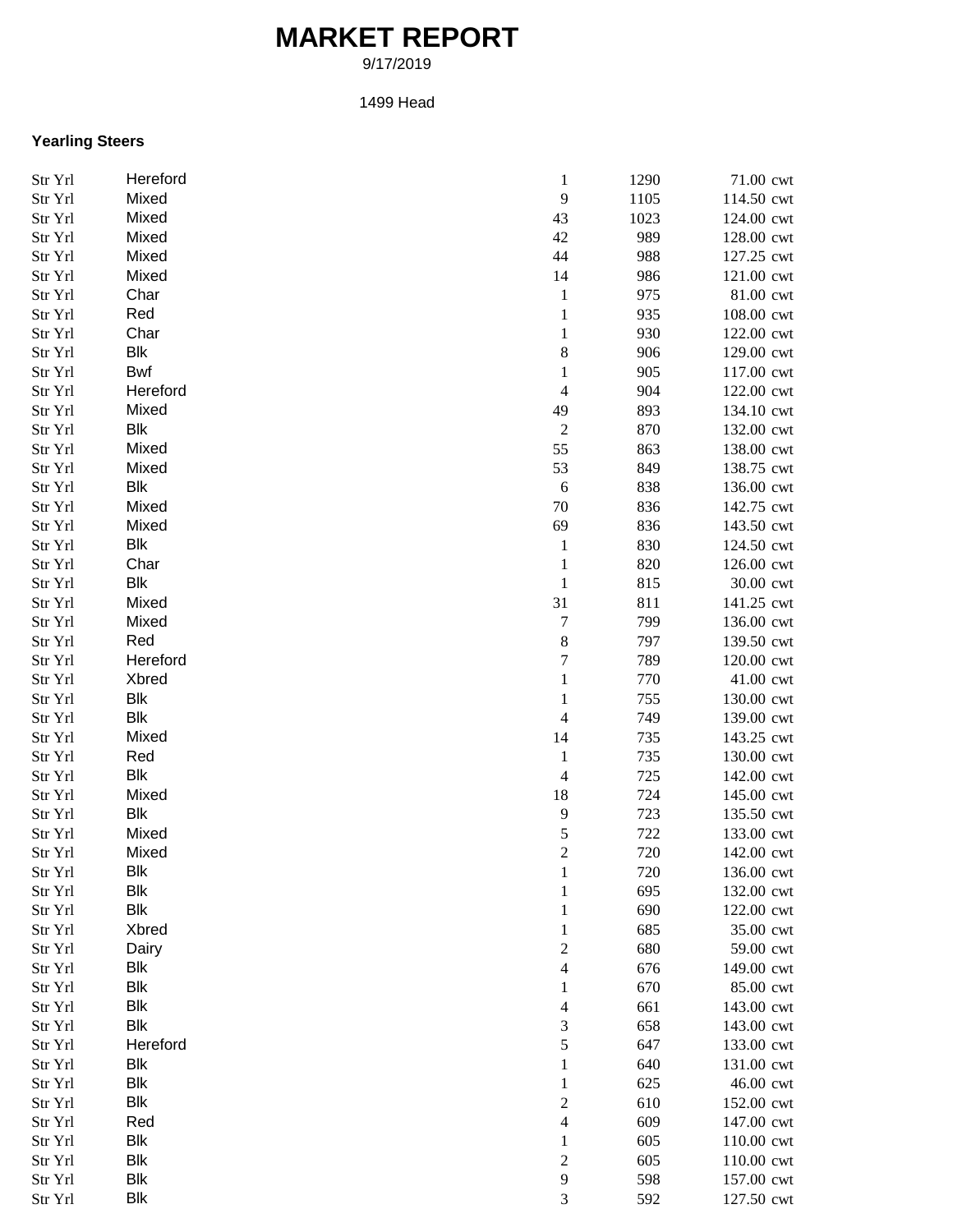# MARKET REPORT

9/17/2019

1499 Head

**Yearling Steers**

| | | | | | |
|---|---|---|---|---|---|
| Str Yrl | Hereford | 1 | 1290 | 71.00 | cwt |
| Str Yrl | Mixed | 9 | 1105 | 114.50 | cwt |
| Str Yrl | Mixed | 43 | 1023 | 124.00 | cwt |
| Str Yrl | Mixed | 42 | 989 | 128.00 | cwt |
| Str Yrl | Mixed | 44 | 988 | 127.25 | cwt |
| Str Yrl | Mixed | 14 | 986 | 121.00 | cwt |
| Str Yrl | Char | 1 | 975 | 81.00 | cwt |
| Str Yrl | Red | 1 | 935 | 108.00 | cwt |
| Str Yrl | Char | 1 | 930 | 122.00 | cwt |
| Str Yrl | Blk | 8 | 906 | 129.00 | cwt |
| Str Yrl | Bwf | 1 | 905 | 117.00 | cwt |
| Str Yrl | Hereford | 4 | 904 | 122.00 | cwt |
| Str Yrl | Mixed | 49 | 893 | 134.10 | cwt |
| Str Yrl | Blk | 2 | 870 | 132.00 | cwt |
| Str Yrl | Mixed | 55 | 863 | 138.00 | cwt |
| Str Yrl | Mixed | 53 | 849 | 138.75 | cwt |
| Str Yrl | Blk | 6 | 838 | 136.00 | cwt |
| Str Yrl | Mixed | 70 | 836 | 142.75 | cwt |
| Str Yrl | Mixed | 69 | 836 | 143.50 | cwt |
| Str Yrl | Blk | 1 | 830 | 124.50 | cwt |
| Str Yrl | Char | 1 | 820 | 126.00 | cwt |
| Str Yrl | Blk | 1 | 815 | 30.00 | cwt |
| Str Yrl | Mixed | 31 | 811 | 141.25 | cwt |
| Str Yrl | Mixed | 7 | 799 | 136.00 | cwt |
| Str Yrl | Red | 8 | 797 | 139.50 | cwt |
| Str Yrl | Hereford | 7 | 789 | 120.00 | cwt |
| Str Yrl | Xbred | 1 | 770 | 41.00 | cwt |
| Str Yrl | Blk | 1 | 755 | 130.00 | cwt |
| Str Yrl | Blk | 4 | 749 | 139.00 | cwt |
| Str Yrl | Mixed | 14 | 735 | 143.25 | cwt |
| Str Yrl | Red | 1 | 735 | 130.00 | cwt |
| Str Yrl | Blk | 4 | 725 | 142.00 | cwt |
| Str Yrl | Mixed | 18 | 724 | 145.00 | cwt |
| Str Yrl | Blk | 9 | 723 | 135.50 | cwt |
| Str Yrl | Mixed | 5 | 722 | 133.00 | cwt |
| Str Yrl | Mixed | 2 | 720 | 142.00 | cwt |
| Str Yrl | Blk | 1 | 720 | 136.00 | cwt |
| Str Yrl | Blk | 1 | 695 | 132.00 | cwt |
| Str Yrl | Blk | 1 | 690 | 122.00 | cwt |
| Str Yrl | Xbred | 1 | 685 | 35.00 | cwt |
| Str Yrl | Dairy | 2 | 680 | 59.00 | cwt |
| Str Yrl | Blk | 4 | 676 | 149.00 | cwt |
| Str Yrl | Blk | 1 | 670 | 85.00 | cwt |
| Str Yrl | Blk | 4 | 661 | 143.00 | cwt |
| Str Yrl | Blk | 3 | 658 | 143.00 | cwt |
| Str Yrl | Hereford | 5 | 647 | 133.00 | cwt |
| Str Yrl | Blk | 1 | 640 | 131.00 | cwt |
| Str Yrl | Blk | 1 | 625 | 46.00 | cwt |
| Str Yrl | Blk | 2 | 610 | 152.00 | cwt |
| Str Yrl | Red | 4 | 609 | 147.00 | cwt |
| Str Yrl | Blk | 1 | 605 | 110.00 | cwt |
| Str Yrl | Blk | 2 | 605 | 110.00 | cwt |
| Str Yrl | Blk | 9 | 598 | 157.00 | cwt |
| Str Yrl | Blk | 3 | 592 | 127.50 | cwt |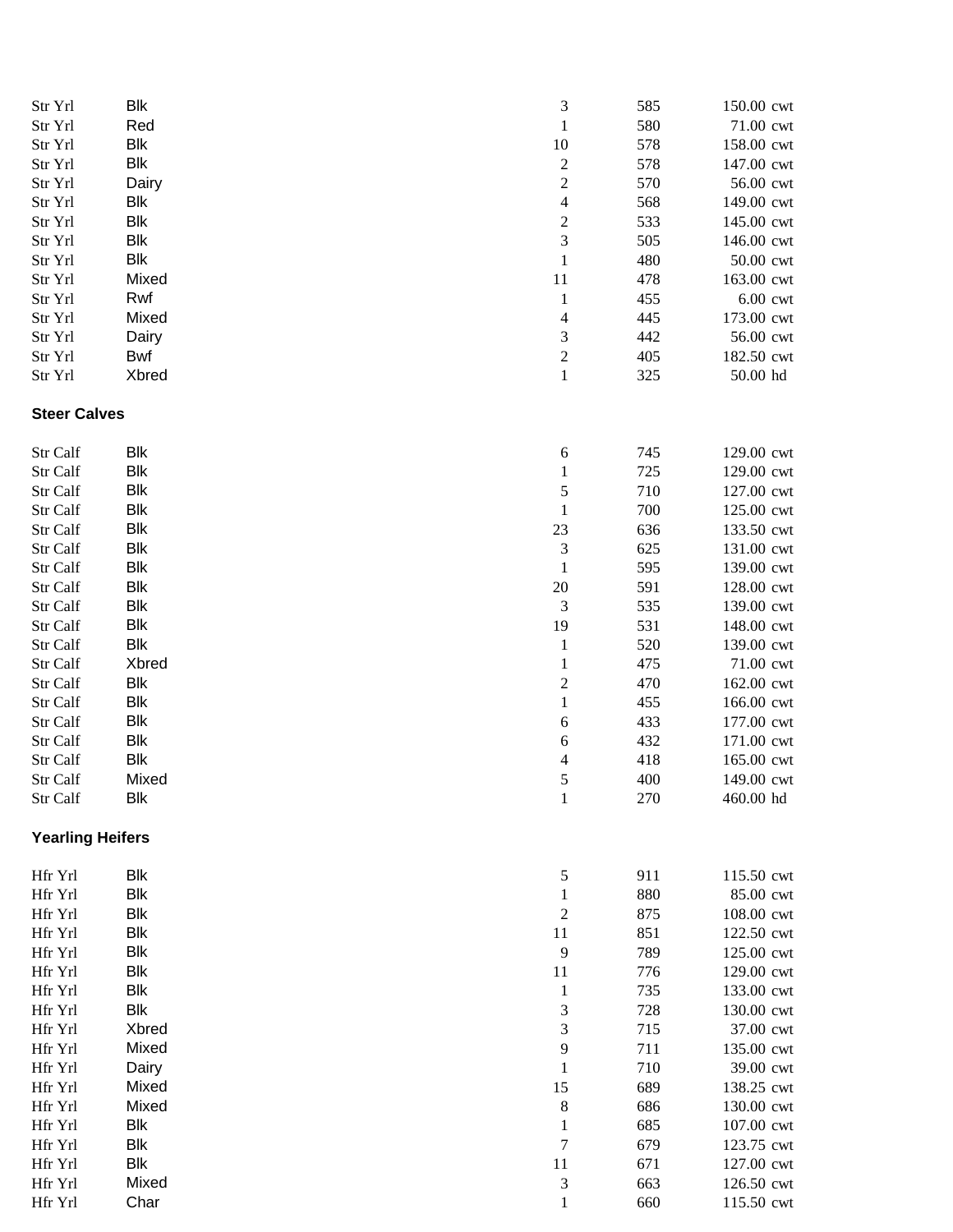| | | | | |
|---|---|---|---|---|
| Str Yrl | Blk | 3 | 585 | 150.00 cwt |
| Str Yrl | Red | 1 | 580 | 71.00 cwt |
| Str Yrl | Blk | 10 | 578 | 158.00 cwt |
| Str Yrl | Blk | 2 | 578 | 147.00 cwt |
| Str Yrl | Dairy | 2 | 570 | 56.00 cwt |
| Str Yrl | Blk | 4 | 568 | 149.00 cwt |
| Str Yrl | Blk | 2 | 533 | 145.00 cwt |
| Str Yrl | Blk | 3 | 505 | 146.00 cwt |
| Str Yrl | Blk | 1 | 480 | 50.00 cwt |
| Str Yrl | Mixed | 11 | 478 | 163.00 cwt |
| Str Yrl | Rwf | 1 | 455 | 6.00 cwt |
| Str Yrl | Mixed | 4 | 445 | 173.00 cwt |
| Str Yrl | Dairy | 3 | 442 | 56.00 cwt |
| Str Yrl | Bwf | 2 | 405 | 182.50 cwt |
| Str Yrl | Xbred | 1 | 325 | 50.00 hd |

**Steer Calves**

| | | | | |
|---|---|---|---|---|
| Str Calf | Blk | 6 | 745 | 129.00 cwt |
| Str Calf | Blk | 1 | 725 | 129.00 cwt |
| Str Calf | Blk | 5 | 710 | 127.00 cwt |
| Str Calf | Blk | 1 | 700 | 125.00 cwt |
| Str Calf | Blk | 23 | 636 | 133.50 cwt |
| Str Calf | Blk | 3 | 625 | 131.00 cwt |
| Str Calf | Blk | 1 | 595 | 139.00 cwt |
| Str Calf | Blk | 20 | 591 | 128.00 cwt |
| Str Calf | Blk | 3 | 535 | 139.00 cwt |
| Str Calf | Blk | 19 | 531 | 148.00 cwt |
| Str Calf | Blk | 1 | 520 | 139.00 cwt |
| Str Calf | Xbred | 1 | 475 | 71.00 cwt |
| Str Calf | Blk | 2 | 470 | 162.00 cwt |
| Str Calf | Blk | 1 | 455 | 166.00 cwt |
| Str Calf | Blk | 6 | 433 | 177.00 cwt |
| Str Calf | Blk | 6 | 432 | 171.00 cwt |
| Str Calf | Blk | 4 | 418 | 165.00 cwt |
| Str Calf | Mixed | 5 | 400 | 149.00 cwt |
| Str Calf | Blk | 1 | 270 | 460.00 hd |

**Yearling Heifers**

| | | | | |
|---|---|---|---|---|
| Hfr Yrl | Blk | 5 | 911 | 115.50 cwt |
| Hfr Yrl | Blk | 1 | 880 | 85.00 cwt |
| Hfr Yrl | Blk | 2 | 875 | 108.00 cwt |
| Hfr Yrl | Blk | 11 | 851 | 122.50 cwt |
| Hfr Yrl | Blk | 9 | 789 | 125.00 cwt |
| Hfr Yrl | Blk | 11 | 776 | 129.00 cwt |
| Hfr Yrl | Blk | 1 | 735 | 133.00 cwt |
| Hfr Yrl | Blk | 3 | 728 | 130.00 cwt |
| Hfr Yrl | Xbred | 3 | 715 | 37.00 cwt |
| Hfr Yrl | Mixed | 9 | 711 | 135.00 cwt |
| Hfr Yrl | Dairy | 1 | 710 | 39.00 cwt |
| Hfr Yrl | Mixed | 15 | 689 | 138.25 cwt |
| Hfr Yrl | Mixed | 8 | 686 | 130.00 cwt |
| Hfr Yrl | Blk | 1 | 685 | 107.00 cwt |
| Hfr Yrl | Blk | 7 | 679 | 123.75 cwt |
| Hfr Yrl | Blk | 11 | 671 | 127.00 cwt |
| Hfr Yrl | Mixed | 3 | 663 | 126.50 cwt |
| Hfr Yrl | Char | 1 | 660 | 115.50 cwt |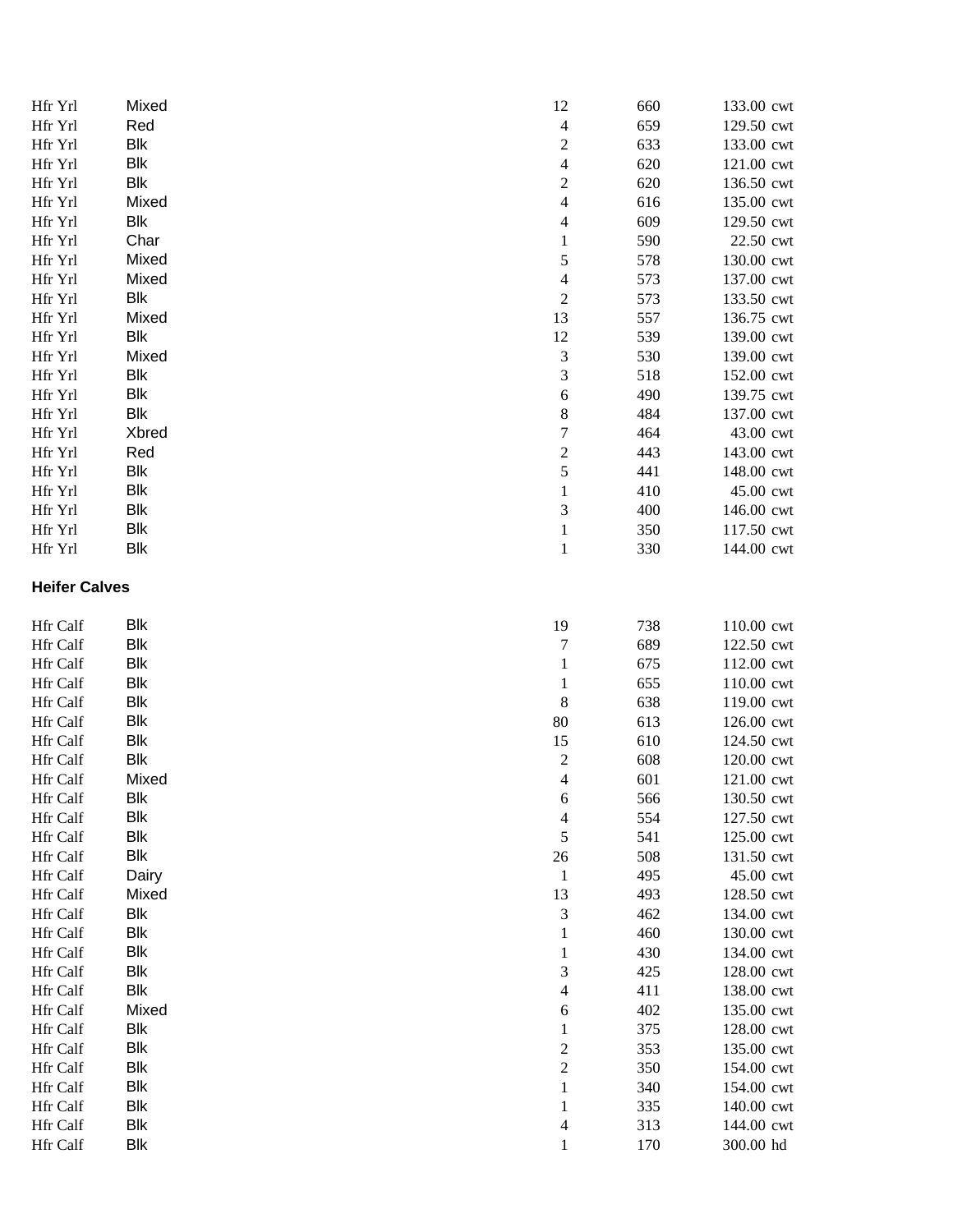| | | | | | |
|---|---|---|---|---|---|
| Hfr Yrl | Mixed | 12 | 660 | 133.00 | cwt |
| Hfr Yrl | Red | 4 | 659 | 129.50 | cwt |
| Hfr Yrl | Blk | 2 | 633 | 133.00 | cwt |
| Hfr Yrl | Blk | 4 | 620 | 121.00 | cwt |
| Hfr Yrl | Blk | 2 | 620 | 136.50 | cwt |
| Hfr Yrl | Mixed | 4 | 616 | 135.00 | cwt |
| Hfr Yrl | Blk | 4 | 609 | 129.50 | cwt |
| Hfr Yrl | Char | 1 | 590 | 22.50 | cwt |
| Hfr Yrl | Mixed | 5 | 578 | 130.00 | cwt |
| Hfr Yrl | Mixed | 4 | 573 | 137.00 | cwt |
| Hfr Yrl | Blk | 2 | 573 | 133.50 | cwt |
| Hfr Yrl | Mixed | 13 | 557 | 136.75 | cwt |
| Hfr Yrl | Blk | 12 | 539 | 139.00 | cwt |
| Hfr Yrl | Mixed | 3 | 530 | 139.00 | cwt |
| Hfr Yrl | Blk | 3 | 518 | 152.00 | cwt |
| Hfr Yrl | Blk | 6 | 490 | 139.75 | cwt |
| Hfr Yrl | Blk | 8 | 484 | 137.00 | cwt |
| Hfr Yrl | Xbred | 7 | 464 | 43.00 | cwt |
| Hfr Yrl | Red | 2 | 443 | 143.00 | cwt |
| Hfr Yrl | Blk | 5 | 441 | 148.00 | cwt |
| Hfr Yrl | Blk | 1 | 410 | 45.00 | cwt |
| Hfr Yrl | Blk | 3 | 400 | 146.00 | cwt |
| Hfr Yrl | Blk | 1 | 350 | 117.50 | cwt |
| Hfr Yrl | Blk | 1 | 330 | 144.00 | cwt |

**Heifer Calves**

| | | | | | |
|---|---|---|---|---|---|
| Hfr Calf | Blk | 19 | 738 | 110.00 | cwt |
| Hfr Calf | Blk | 7 | 689 | 122.50 | cwt |
| Hfr Calf | Blk | 1 | 675 | 112.00 | cwt |
| Hfr Calf | Blk | 1 | 655 | 110.00 | cwt |
| Hfr Calf | Blk | 8 | 638 | 119.00 | cwt |
| Hfr Calf | Blk | 80 | 613 | 126.00 | cwt |
| Hfr Calf | Blk | 15 | 610 | 124.50 | cwt |
| Hfr Calf | Blk | 2 | 608 | 120.00 | cwt |
| Hfr Calf | Mixed | 4 | 601 | 121.00 | cwt |
| Hfr Calf | Blk | 6 | 566 | 130.50 | cwt |
| Hfr Calf | Blk | 4 | 554 | 127.50 | cwt |
| Hfr Calf | Blk | 5 | 541 | 125.00 | cwt |
| Hfr Calf | Blk | 26 | 508 | 131.50 | cwt |
| Hfr Calf | Dairy | 1 | 495 | 45.00 | cwt |
| Hfr Calf | Mixed | 13 | 493 | 128.50 | cwt |
| Hfr Calf | Blk | 3 | 462 | 134.00 | cwt |
| Hfr Calf | Blk | 1 | 460 | 130.00 | cwt |
| Hfr Calf | Blk | 1 | 430 | 134.00 | cwt |
| Hfr Calf | Blk | 3 | 425 | 128.00 | cwt |
| Hfr Calf | Blk | 4 | 411 | 138.00 | cwt |
| Hfr Calf | Mixed | 6 | 402 | 135.00 | cwt |
| Hfr Calf | Blk | 1 | 375 | 128.00 | cwt |
| Hfr Calf | Blk | 2 | 353 | 135.00 | cwt |
| Hfr Calf | Blk | 2 | 350 | 154.00 | cwt |
| Hfr Calf | Blk | 1 | 340 | 154.00 | cwt |
| Hfr Calf | Blk | 1 | 335 | 140.00 | cwt |
| Hfr Calf | Blk | 4 | 313 | 144.00 | cwt |
| Hfr Calf | Blk | 1 | 170 | 300.00 | hd |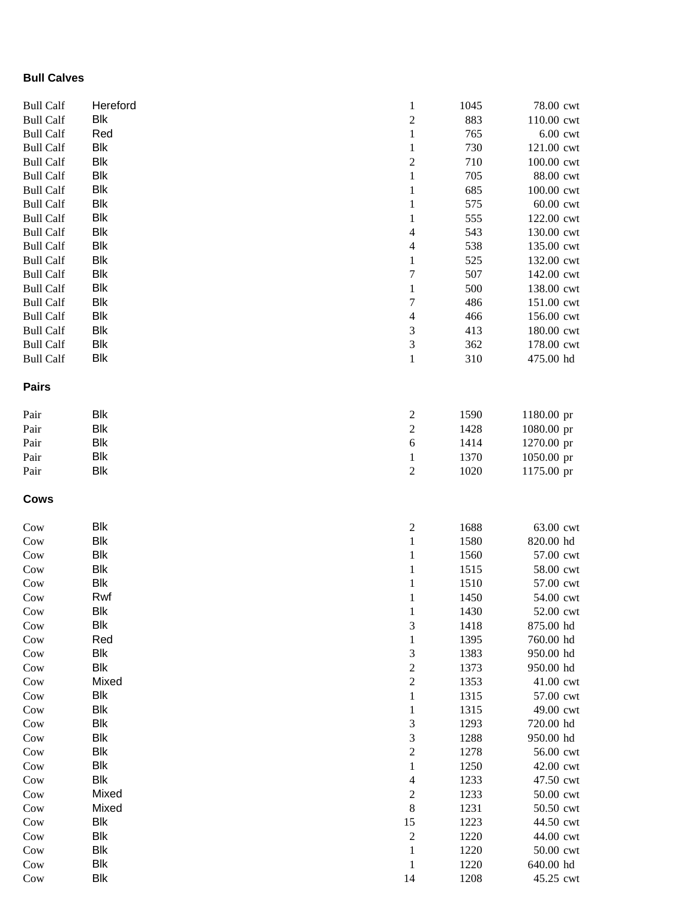**Bull Calves**

| | | | | | |
|---|---|---|---|---|---|
| Bull Calf | Hereford | 1 | 1045 | 78.00 | cwt |
| Bull Calf | Blk | 2 | 883 | 110.00 | cwt |
| Bull Calf | Red | 1 | 765 | 6.00 | cwt |
| Bull Calf | Blk | 1 | 730 | 121.00 | cwt |
| Bull Calf | Blk | 2 | 710 | 100.00 | cwt |
| Bull Calf | Blk | 1 | 705 | 88.00 | cwt |
| Bull Calf | Blk | 1 | 685 | 100.00 | cwt |
| Bull Calf | Blk | 1 | 575 | 60.00 | cwt |
| Bull Calf | Blk | 1 | 555 | 122.00 | cwt |
| Bull Calf | Blk | 4 | 543 | 130.00 | cwt |
| Bull Calf | Blk | 4 | 538 | 135.00 | cwt |
| Bull Calf | Blk | 1 | 525 | 132.00 | cwt |
| Bull Calf | Blk | 7 | 507 | 142.00 | cwt |
| Bull Calf | Blk | 1 | 500 | 138.00 | cwt |
| Bull Calf | Blk | 7 | 486 | 151.00 | cwt |
| Bull Calf | Blk | 4 | 466 | 156.00 | cwt |
| Bull Calf | Blk | 3 | 413 | 180.00 | cwt |
| Bull Calf | Blk | 3 | 362 | 178.00 | cwt |
| Bull Calf | Blk | 1 | 310 | 475.00 | hd |

**Pairs**

| | | | | | |
|---|---|---|---|---|---|
| Pair | Blk | 2 | 1590 | 1180.00 | pr |
| Pair | Blk | 2 | 1428 | 1080.00 | pr |
| Pair | Blk | 6 | 1414 | 1270.00 | pr |
| Pair | Blk | 1 | 1370 | 1050.00 | pr |
| Pair | Blk | 2 | 1020 | 1175.00 | pr |

**Cows**

| | | | | | |
|---|---|---|---|---|---|
| Cow | Blk | 2 | 1688 | 63.00 | cwt |
| Cow | Blk | 1 | 1580 | 820.00 | hd |
| Cow | Blk | 1 | 1560 | 57.00 | cwt |
| Cow | Blk | 1 | 1515 | 58.00 | cwt |
| Cow | Blk | 1 | 1510 | 57.00 | cwt |
| Cow | Rwf | 1 | 1450 | 54.00 | cwt |
| Cow | Blk | 1 | 1430 | 52.00 | cwt |
| Cow | Blk | 3 | 1418 | 875.00 | hd |
| Cow | Red | 1 | 1395 | 760.00 | hd |
| Cow | Blk | 3 | 1383 | 950.00 | hd |
| Cow | Blk | 2 | 1373 | 950.00 | hd |
| Cow | Mixed | 2 | 1353 | 41.00 | cwt |
| Cow | Blk | 1 | 1315 | 57.00 | cwt |
| Cow | Blk | 1 | 1315 | 49.00 | cwt |
| Cow | Blk | 3 | 1293 | 720.00 | hd |
| Cow | Blk | 3 | 1288 | 950.00 | hd |
| Cow | Blk | 2 | 1278 | 56.00 | cwt |
| Cow | Blk | 1 | 1250 | 42.00 | cwt |
| Cow | Blk | 4 | 1233 | 47.50 | cwt |
| Cow | Mixed | 2 | 1233 | 50.00 | cwt |
| Cow | Mixed | 8 | 1231 | 50.50 | cwt |
| Cow | Blk | 15 | 1223 | 44.50 | cwt |
| Cow | Blk | 2 | 1220 | 44.00 | cwt |
| Cow | Blk | 1 | 1220 | 50.00 | cwt |
| Cow | Blk | 1 | 1220 | 640.00 | hd |
| Cow | Blk | 14 | 1208 | 45.25 | cwt |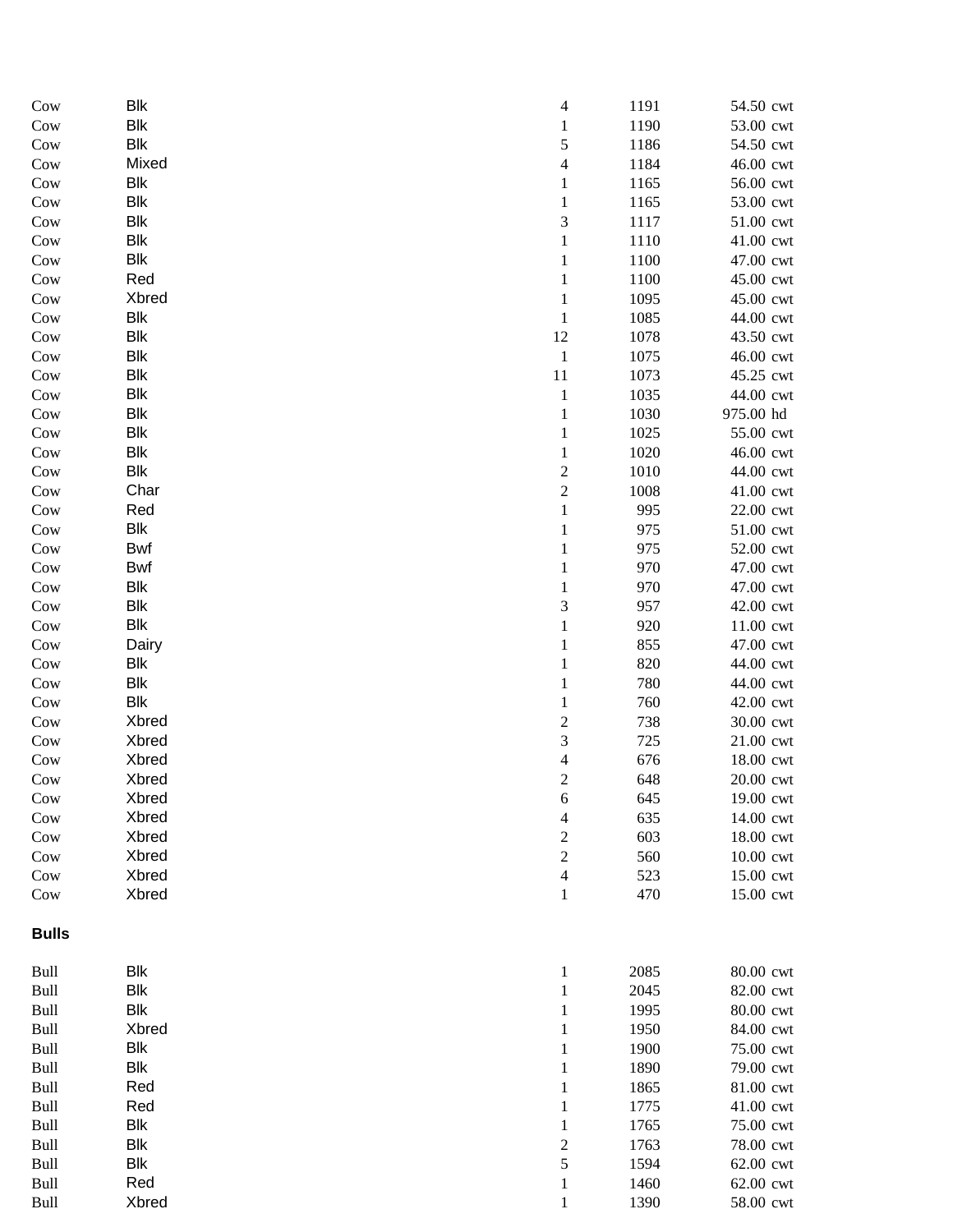| | | | | | |
|---|---|---|---|---|---|
| Cow | Blk | 4 | 1191 | 54.50 | cwt |
| Cow | Blk | 1 | 1190 | 53.00 | cwt |
| Cow | Blk | 5 | 1186 | 54.50 | cwt |
| Cow | Mixed | 4 | 1184 | 46.00 | cwt |
| Cow | Blk | 1 | 1165 | 56.00 | cwt |
| Cow | Blk | 1 | 1165 | 53.00 | cwt |
| Cow | Blk | 3 | 1117 | 51.00 | cwt |
| Cow | Blk | 1 | 1110 | 41.00 | cwt |
| Cow | Blk | 1 | 1100 | 47.00 | cwt |
| Cow | Red | 1 | 1100 | 45.00 | cwt |
| Cow | Xbred | 1 | 1095 | 45.00 | cwt |
| Cow | Blk | 1 | 1085 | 44.00 | cwt |
| Cow | Blk | 12 | 1078 | 43.50 | cwt |
| Cow | Blk | 1 | 1075 | 46.00 | cwt |
| Cow | Blk | 11 | 1073 | 45.25 | cwt |
| Cow | Blk | 1 | 1035 | 44.00 | cwt |
| Cow | Blk | 1 | 1030 | 975.00 | hd |
| Cow | Blk | 1 | 1025 | 55.00 | cwt |
| Cow | Blk | 1 | 1020 | 46.00 | cwt |
| Cow | Blk | 2 | 1010 | 44.00 | cwt |
| Cow | Char | 2 | 1008 | 41.00 | cwt |
| Cow | Red | 1 | 995 | 22.00 | cwt |
| Cow | Blk | 1 | 975 | 51.00 | cwt |
| Cow | Bwf | 1 | 975 | 52.00 | cwt |
| Cow | Bwf | 1 | 970 | 47.00 | cwt |
| Cow | Blk | 1 | 970 | 47.00 | cwt |
| Cow | Blk | 3 | 957 | 42.00 | cwt |
| Cow | Blk | 1 | 920 | 11.00 | cwt |
| Cow | Dairy | 1 | 855 | 47.00 | cwt |
| Cow | Blk | 1 | 820 | 44.00 | cwt |
| Cow | Blk | 1 | 780 | 44.00 | cwt |
| Cow | Blk | 1 | 760 | 42.00 | cwt |
| Cow | Xbred | 2 | 738 | 30.00 | cwt |
| Cow | Xbred | 3 | 725 | 21.00 | cwt |
| Cow | Xbred | 4 | 676 | 18.00 | cwt |
| Cow | Xbred | 2 | 648 | 20.00 | cwt |
| Cow | Xbred | 6 | 645 | 19.00 | cwt |
| Cow | Xbred | 4 | 635 | 14.00 | cwt |
| Cow | Xbred | 2 | 603 | 18.00 | cwt |
| Cow | Xbred | 2 | 560 | 10.00 | cwt |
| Cow | Xbred | 4 | 523 | 15.00 | cwt |
| Cow | Xbred | 1 | 470 | 15.00 | cwt |

**Bulls**

| | | | | | |
|---|---|---|---|---|---|
| Bull | Blk | 1 | 2085 | 80.00 | cwt |
| Bull | Blk | 1 | 2045 | 82.00 | cwt |
| Bull | Blk | 1 | 1995 | 80.00 | cwt |
| Bull | Xbred | 1 | 1950 | 84.00 | cwt |
| Bull | Blk | 1 | 1900 | 75.00 | cwt |
| Bull | Blk | 1 | 1890 | 79.00 | cwt |
| Bull | Red | 1 | 1865 | 81.00 | cwt |
| Bull | Red | 1 | 1775 | 41.00 | cwt |
| Bull | Blk | 1 | 1765 | 75.00 | cwt |
| Bull | Blk | 2 | 1763 | 78.00 | cwt |
| Bull | Blk | 5 | 1594 | 62.00 | cwt |
| Bull | Red | 1 | 1460 | 62.00 | cwt |
| Bull | Xbred | 1 | 1390 | 58.00 | cwt |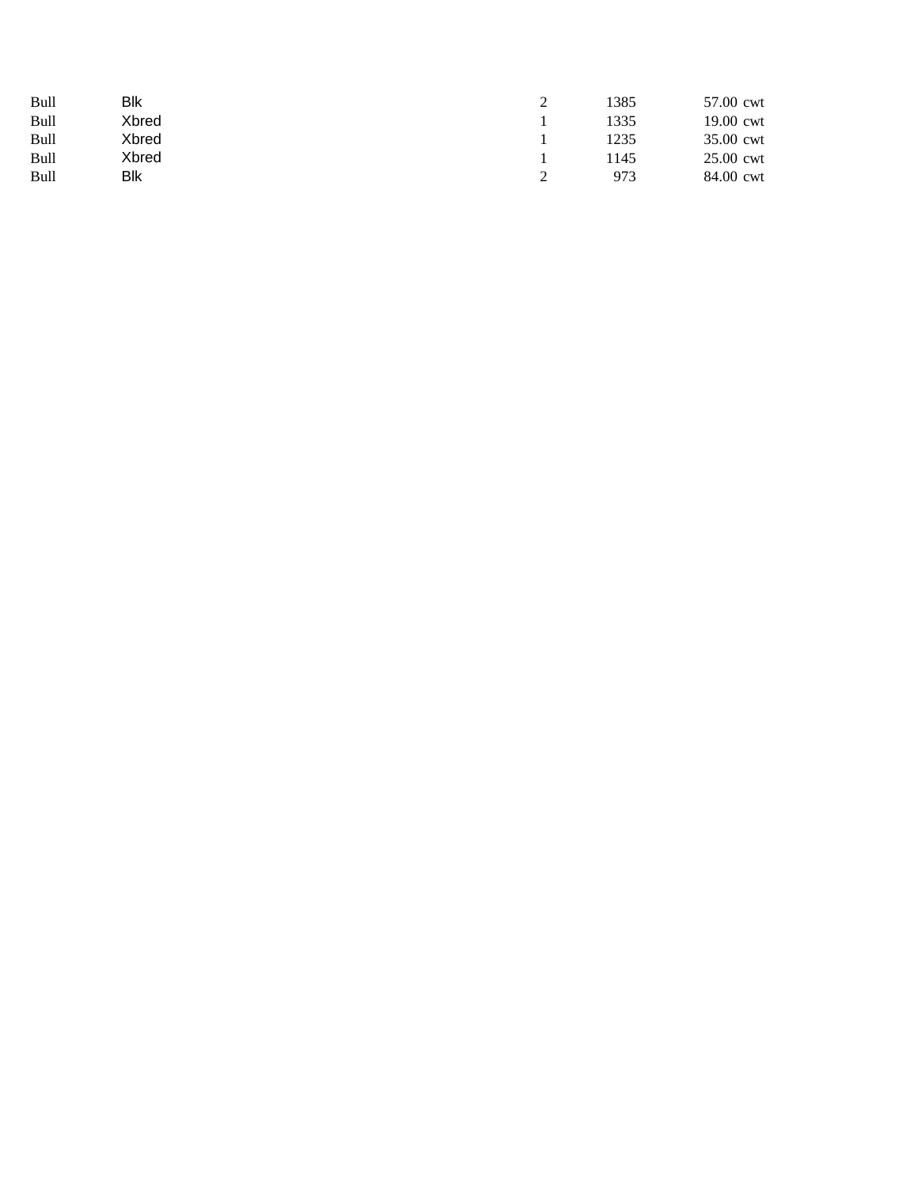| | | | | | |
|---|---|---|---|---|---|
| Bull | Blk | 2 | 1385 | 57.00 | cwt |
| Bull | Xbred | 1 | 1335 | 19.00 | cwt |
| Bull | Xbred | 1 | 1235 | 35.00 | cwt |
| Bull | Xbred | 1 | 1145 | 25.00 | cwt |
| Bull | Blk | 2 | 973 | 84.00 | cwt |